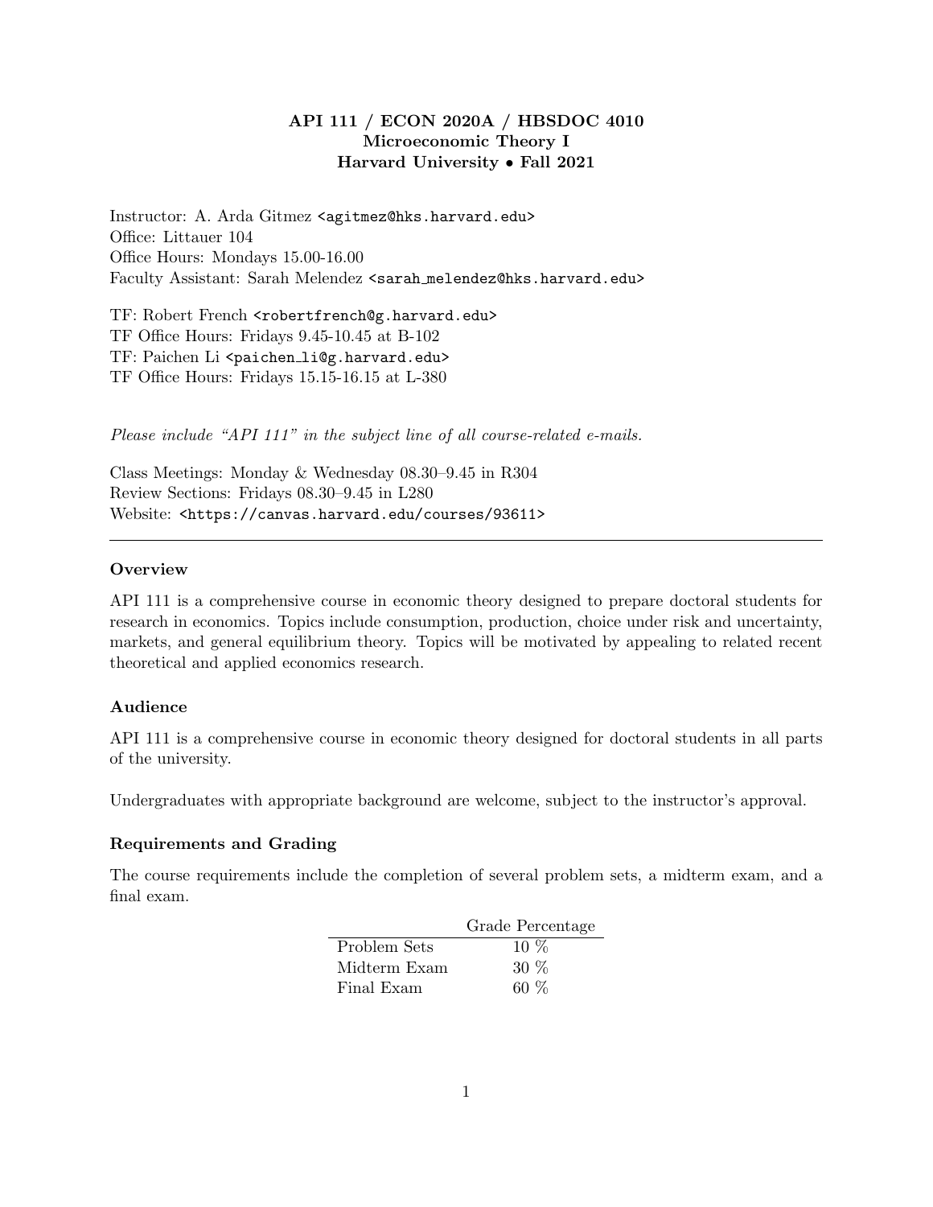# API 111 / ECON 2020A / HBSDOC 4010
## Microeconomic Theory I
## Harvard University • Fall 2021

Instructor: A. Arda Gitmez <agitmez@hks.harvard.edu>
Office: Littauer 104
Office Hours: Mondays 15.00-16.00
Faculty Assistant: Sarah Melendez <sarah_melendez@hks.harvard.edu>

TF: Robert French <robertfrench@g.harvard.edu>
TF Office Hours: Fridays 9.45-10.45 at B-102
TF: Paichen Li <paichen_li@g.harvard.edu>
TF Office Hours: Fridays 15.15-16.15 at L-380

*Please include "API 111" in the subject line of all course-related e-mails.*

Class Meetings: Monday & Wednesday 08.30–9.45 in R304
Review Sections: Fridays 08.30–9.45 in L280
Website: <https://canvas.harvard.edu/courses/93611>

---

### Overview

API 111 is a comprehensive course in economic theory designed to prepare doctoral students for research in economics. Topics include consumption, production, choice under risk and uncertainty, markets, and general equilibrium theory. Topics will be motivated by appealing to related recent theoretical and applied economics research.

### Audience

API 111 is a comprehensive course in economic theory designed for doctoral students in all parts of the university.

Undergraduates with appropriate background are welcome, subject to the instructor's approval.

### Requirements and Grading

The course requirements include the completion of several problem sets, a midterm exam, and a final exam.

| | Grade Percentage |
|---|---|
| Problem Sets | 10 % |
| Midterm Exam | 30 % |
| Final Exam | 60 % |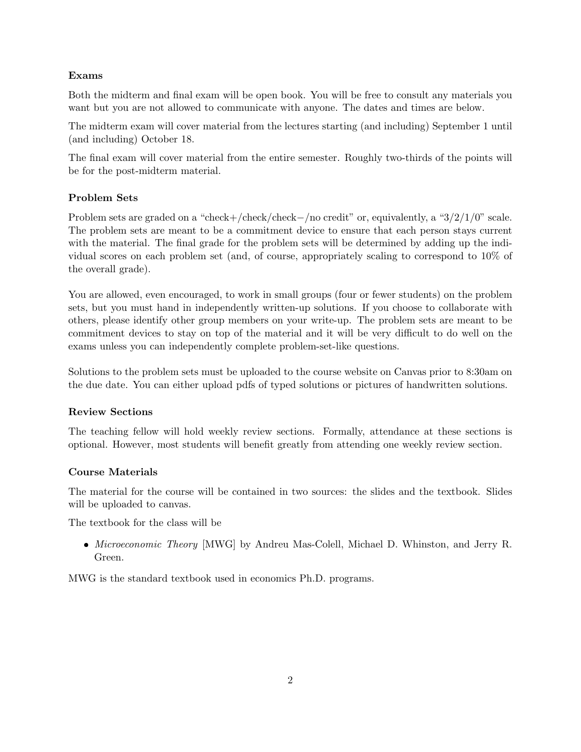### Exams

Both the midterm and final exam will be open book. You will be free to consult any materials you want but you are not allowed to communicate with anyone. The dates and times are below.

The midterm exam will cover material from the lectures starting (and including) September 1 until (and including) October 18.

The final exam will cover material from the entire semester. Roughly two-thirds of the points will be for the post-midterm material.

### Problem Sets

Problem sets are graded on a "check+/check/check−/no credit" or, equivalently, a "3/2/1/0" scale. The problem sets are meant to be a commitment device to ensure that each person stays current with the material. The final grade for the problem sets will be determined by adding up the individual scores on each problem set (and, of course, appropriately scaling to correspond to 10% of the overall grade).

You are allowed, even encouraged, to work in small groups (four or fewer students) on the problem sets, but you must hand in independently written-up solutions. If you choose to collaborate with others, please identify other group members on your write-up. The problem sets are meant to be commitment devices to stay on top of the material and it will be very difficult to do well on the exams unless you can independently complete problem-set-like questions.

Solutions to the problem sets must be uploaded to the course website on Canvas prior to 8:30am on the due date. You can either upload pdfs of typed solutions or pictures of handwritten solutions.

### Review Sections

The teaching fellow will hold weekly review sections. Formally, attendance at these sections is optional. However, most students will benefit greatly from attending one weekly review section.

### Course Materials

The material for the course will be contained in two sources: the slides and the textbook. Slides will be uploaded to canvas.

The textbook for the class will be

- *Microeconomic Theory* [MWG] by Andreu Mas-Colell, Michael D. Whinston, and Jerry R. Green.

MWG is the standard textbook used in economics Ph.D. programs.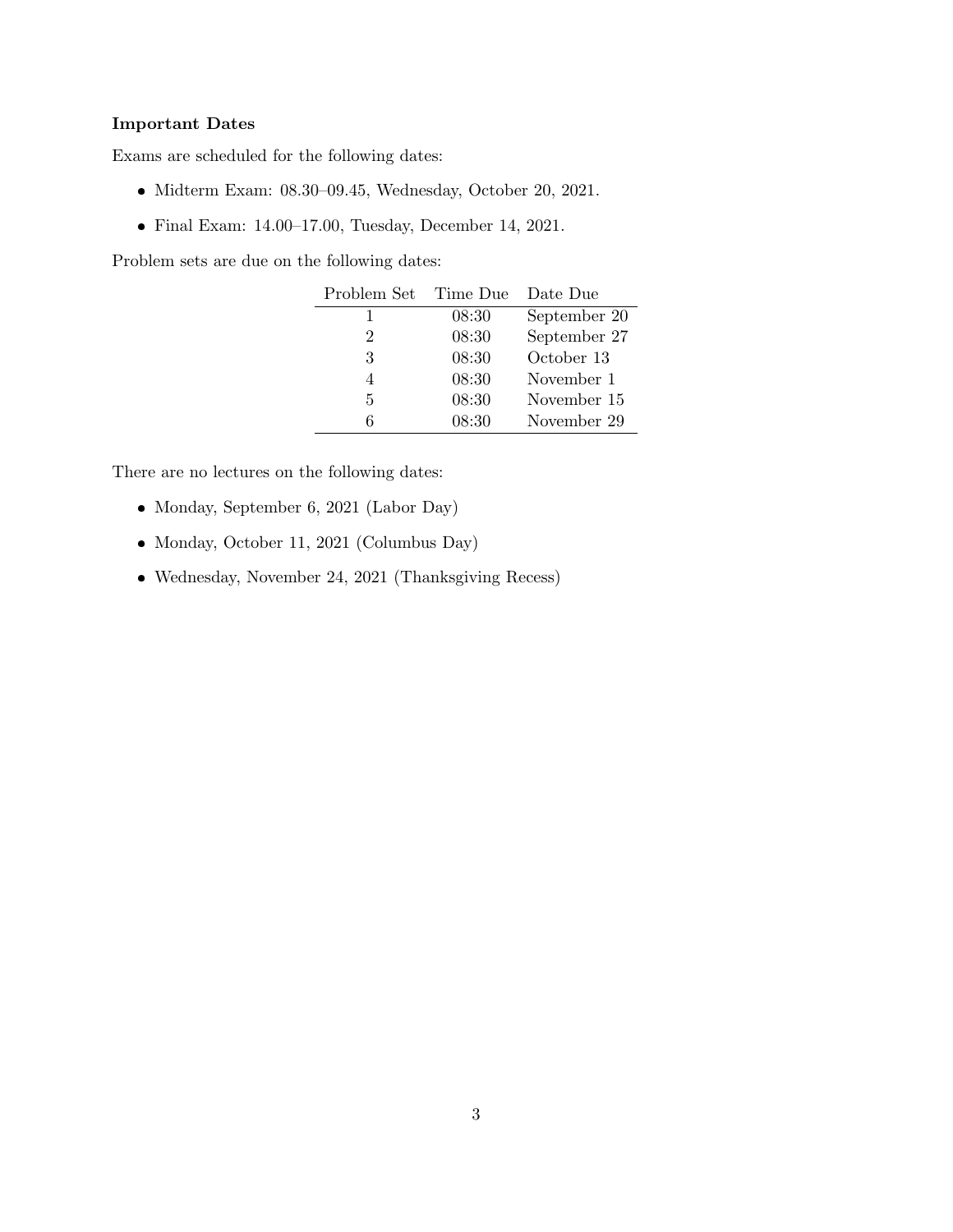**Important Dates**

Exams are scheduled for the following dates:

- Midterm Exam: 08.30–09.45, Wednesday, October 20, 2021.
- Final Exam: 14.00–17.00, Tuesday, December 14, 2021.

Problem sets are due on the following dates:

| Problem Set | Time Due | Date Due |
|---|---|---|
| 1 | 08:30 | September 20 |
| 2 | 08:30 | September 27 |
| 3 | 08:30 | October 13 |
| 4 | 08:30 | November 1 |
| 5 | 08:30 | November 15 |
| 6 | 08:30 | November 29 |

There are no lectures on the following dates:

- Monday, September 6, 2021 (Labor Day)
- Monday, October 11, 2021 (Columbus Day)
- Wednesday, November 24, 2021 (Thanksgiving Recess)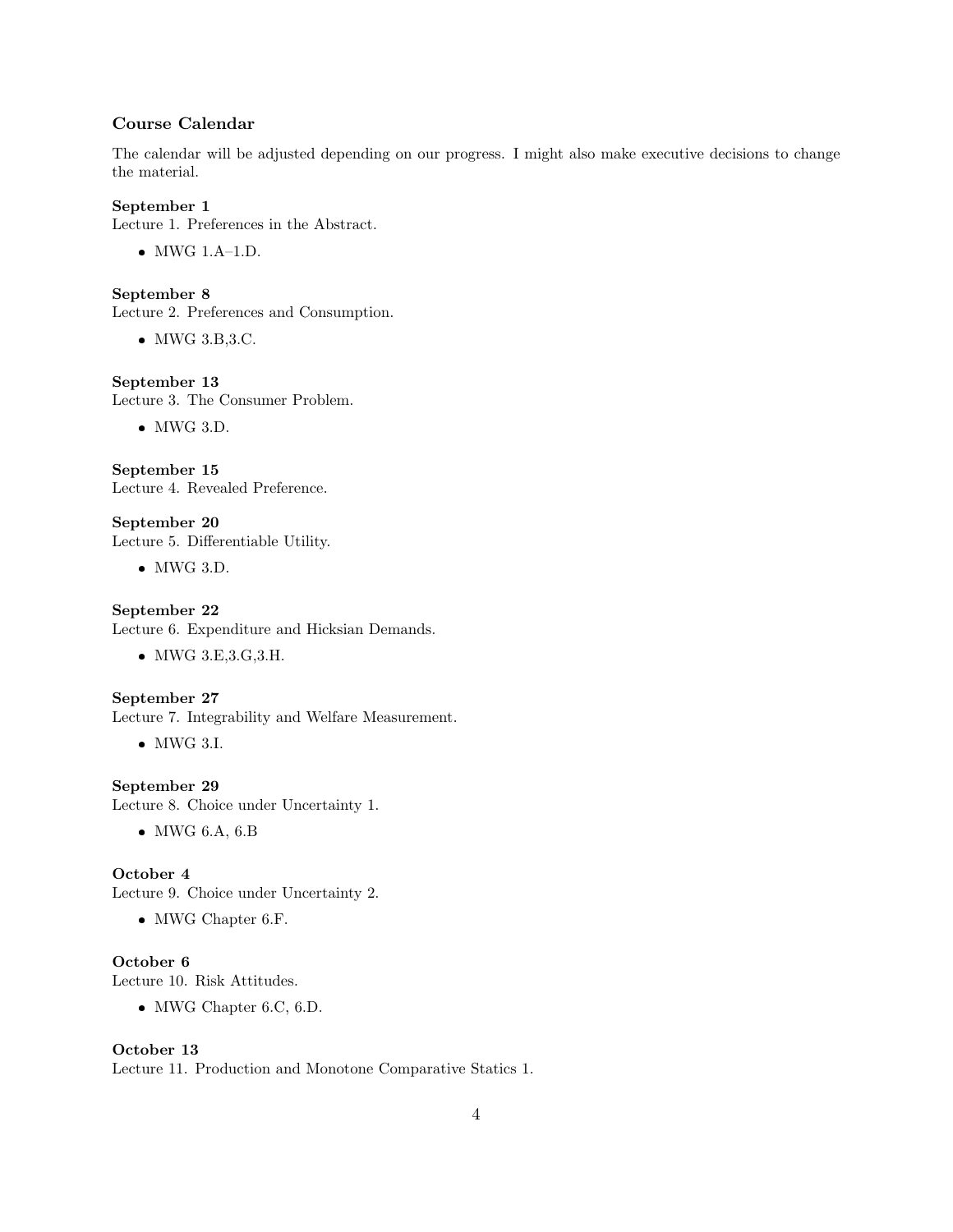### Course Calendar

The calendar will be adjusted depending on our progress. I might also make executive decisions to change the material.

**September 1**
Lecture 1. Preferences in the Abstract.

- MWG 1.A–1.D.

**September 8**
Lecture 2. Preferences and Consumption.

- MWG 3.B,3.C.

**September 13**
Lecture 3. The Consumer Problem.

- MWG 3.D.

**September 15**
Lecture 4. Revealed Preference.

**September 20**
Lecture 5. Differentiable Utility.

- MWG 3.D.

**September 22**
Lecture 6. Expenditure and Hicksian Demands.

- MWG 3.E,3.G,3.H.

**September 27**
Lecture 7. Integrability and Welfare Measurement.

- MWG 3.I.

**September 29**
Lecture 8. Choice under Uncertainty 1.

- MWG 6.A, 6.B

**October 4**
Lecture 9. Choice under Uncertainty 2.

- MWG Chapter 6.F.

**October 6**
Lecture 10. Risk Attitudes.

- MWG Chapter 6.C, 6.D.

**October 13**
Lecture 11. Production and Monotone Comparative Statics 1.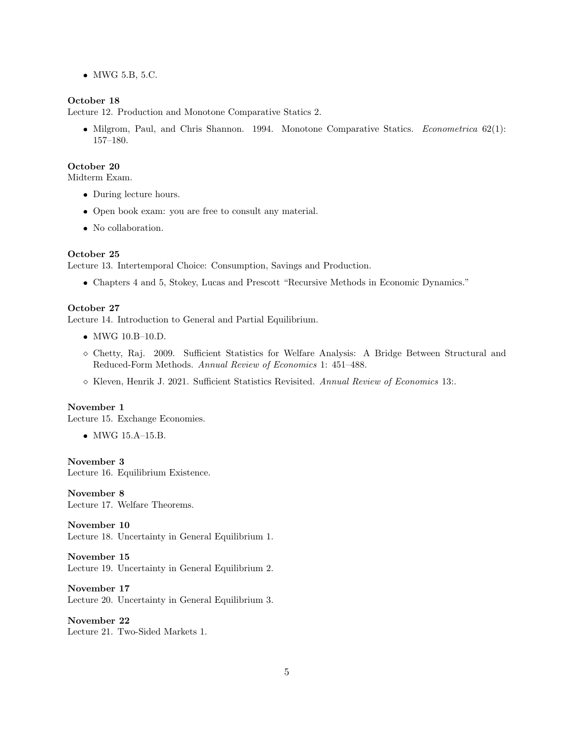- MWG 5.B, 5.C.

**October 18**
Lecture 12. Production and Monotone Comparative Statics 2.

- Milgrom, Paul, and Chris Shannon. 1994. Monotone Comparative Statics. *Econometrica* 62(1): 157–180.

**October 20**
Midterm Exam.

- During lecture hours.
- Open book exam: you are free to consult any material.
- No collaboration.

**October 25**
Lecture 13. Intertemporal Choice: Consumption, Savings and Production.

- Chapters 4 and 5, Stokey, Lucas and Prescott "Recursive Methods in Economic Dynamics."

**October 27**
Lecture 14. Introduction to General and Partial Equilibrium.

- MWG 10.B–10.D.
- ◇ Chetty, Raj. 2009. Sufficient Statistics for Welfare Analysis: A Bridge Between Structural and Reduced-Form Methods. *Annual Review of Economics* 1: 451–488.
- ◇ Kleven, Henrik J. 2021. Sufficient Statistics Revisited. *Annual Review of Economics* 13:.

**November 1**
Lecture 15. Exchange Economies.

- MWG 15.A–15.B.

**November 3**
Lecture 16. Equilibrium Existence.

**November 8**
Lecture 17. Welfare Theorems.

**November 10**
Lecture 18. Uncertainty in General Equilibrium 1.

**November 15**
Lecture 19. Uncertainty in General Equilibrium 2.

**November 17**
Lecture 20. Uncertainty in General Equilibrium 3.

**November 22**
Lecture 21. Two-Sided Markets 1.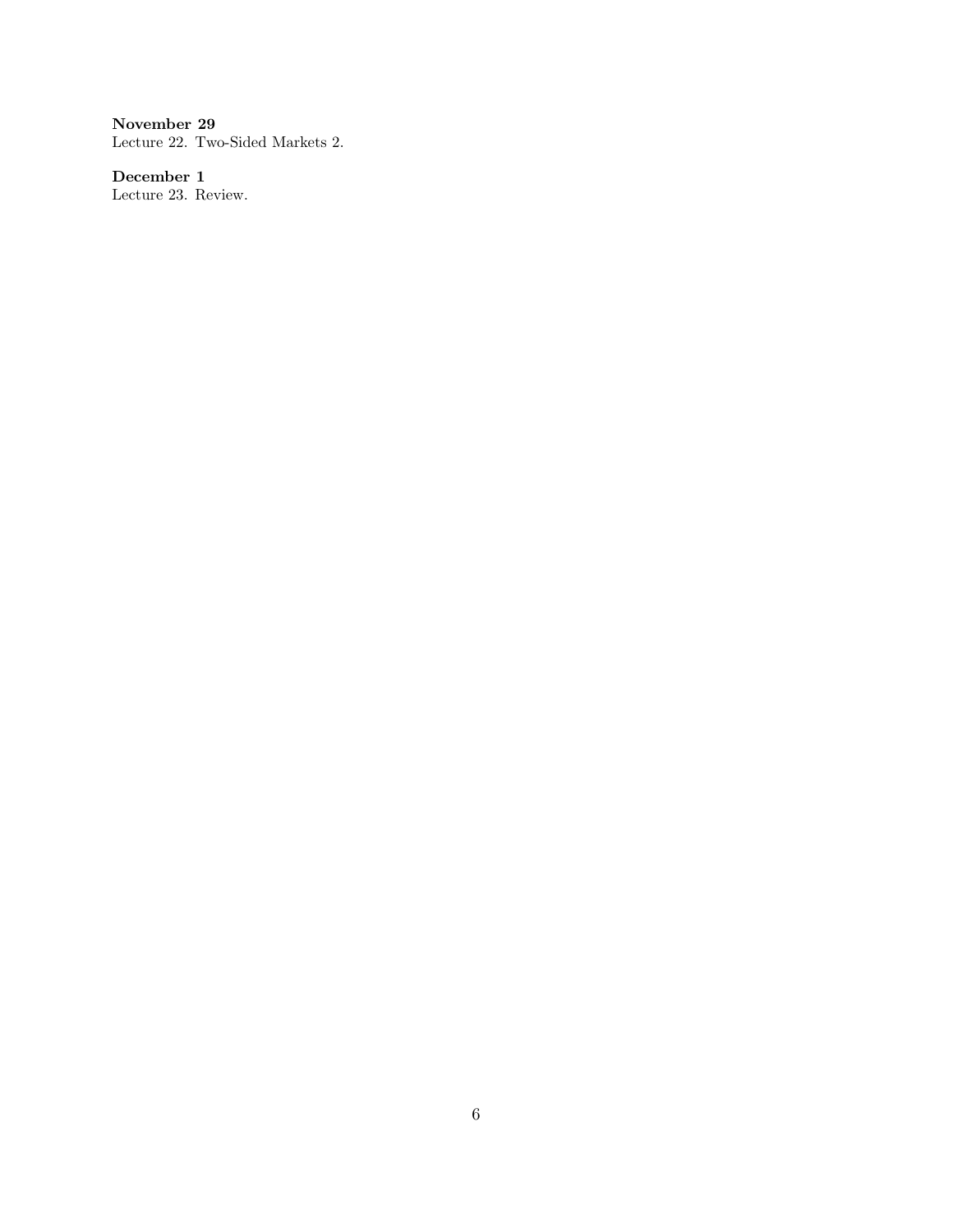**November 29**
Lecture 22. Two-Sided Markets 2.

**December 1**
Lecture 23. Review.